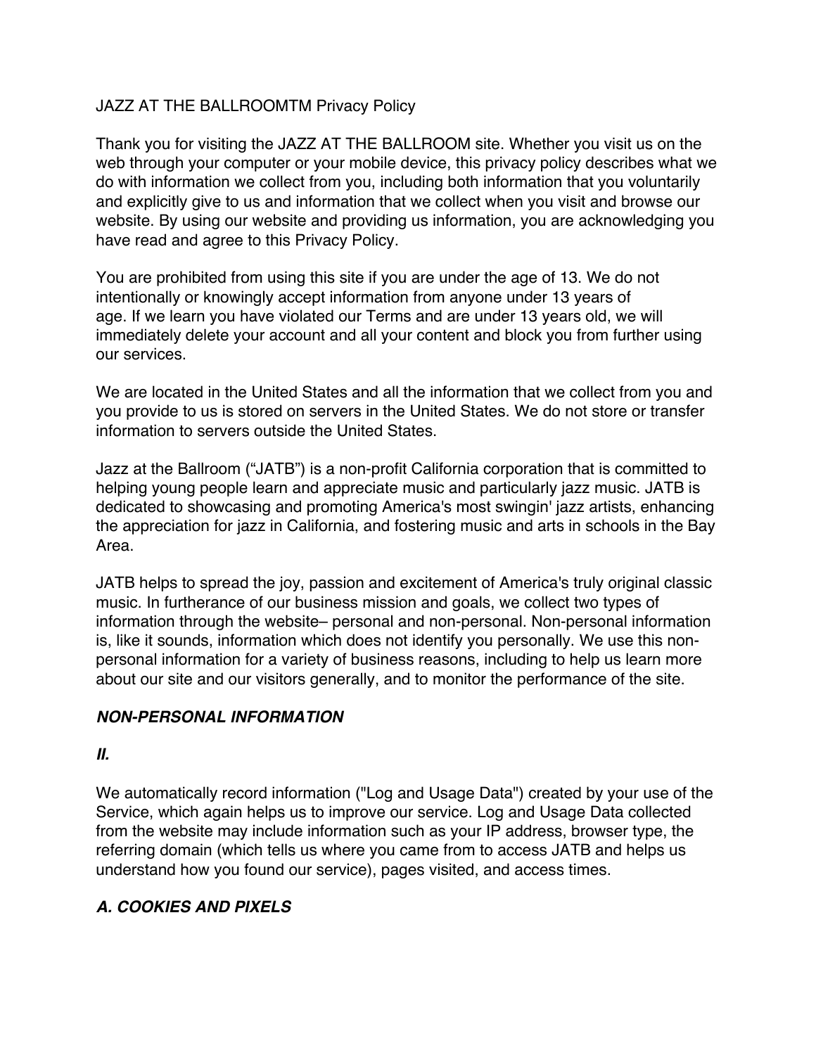JAZZ AT THE BALLROOMTM Privacy Policy

Thank you for visiting the JAZZ AT THE BALLROOM site. Whether you visit us on the web through your computer or your mobile device, this privacy policy describes what we do with information we collect from you, including both information that you voluntarily and explicitly give to us and information that we collect when you visit and browse our website. By using our website and providing us information, you are acknowledging you have read and agree to this Privacy Policy.

You are prohibited from using this site if you are under the age of 13. We do not intentionally or knowingly accept information from anyone under 13 years of age. If we learn you have violated our Terms and are under 13 years old, we will immediately delete your account and all your content and block you from further using our services.

We are located in the United States and all the information that we collect from you and you provide to us is stored on servers in the United States. We do not store or transfer information to servers outside the United States.

Jazz at the Ballroom ("JATB") is a non-profit California corporation that is committed to helping young people learn and appreciate music and particularly jazz music. JATB is dedicated to showcasing and promoting America's most swingin' jazz artists, enhancing the appreciation for jazz in California, and fostering music and arts in schools in the Bay Area.

JATB helps to spread the joy, passion and excitement of America's truly original classic music. In furtherance of our business mission and goals, we collect two types of information through the website– personal and non-personal. Non-personal information is, like it sounds, information which does not identify you personally. We use this non-personal information for a variety of business reasons, including to help us learn more about our site and our visitors generally, and to monitor the performance of the site.

### ***NON-PERSONAL INFORMATION***

### ***II.***

We automatically record information ("Log and Usage Data") created by your use of the Service, which again helps us to improve our service. Log and Usage Data collected from the website may include information such as your IP address, browser type, the referring domain (which tells us where you came from to access JATB and helps us understand how you found our service), pages visited, and access times.

### ***A. COOKIES AND PIXELS***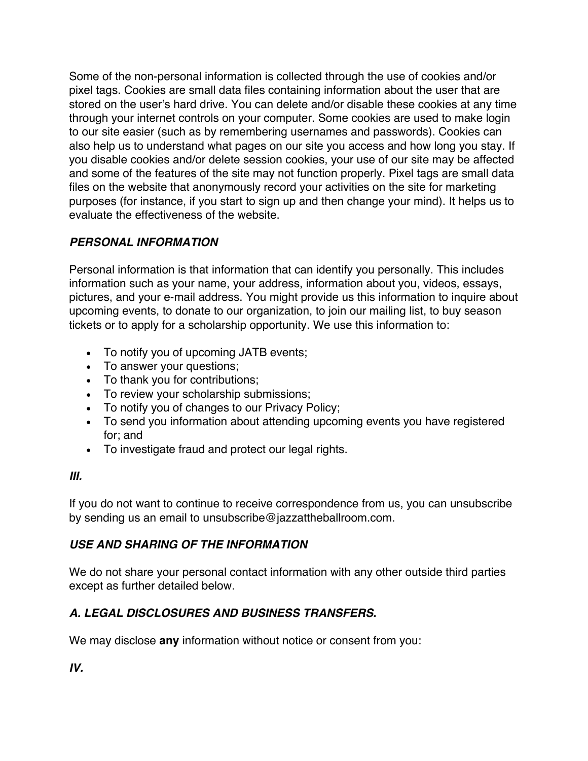Some of the non-personal information is collected through the use of cookies and/or pixel tags. Cookies are small data files containing information about the user that are stored on the user's hard drive. You can delete and/or disable these cookies at any time through your internet controls on your computer. Some cookies are used to make login to our site easier (such as by remembering usernames and passwords). Cookies can also help us to understand what pages on our site you access and how long you stay. If you disable cookies and/or delete session cookies, your use of our site may be affected and some of the features of the site may not function properly. Pixel tags are small data files on the website that anonymously record your activities on the site for marketing purposes (for instance, if you start to sign up and then change your mind). It helps us to evaluate the effectiveness of the website.

### ***PERSONAL INFORMATION***

Personal information is that information that can identify you personally. This includes information such as your name, your address, information about you, videos, essays, pictures, and your e-mail address. You might provide us this information to inquire about upcoming events, to donate to our organization, to join our mailing list, to buy season tickets or to apply for a scholarship opportunity. We use this information to:

- To notify you of upcoming JATB events;
- To answer your questions;
- To thank you for contributions;
- To review your scholarship submissions;
- To notify you of changes to our Privacy Policy;
- To send you information about attending upcoming events you have registered for; and
- To investigate fraud and protect our legal rights.

### ***III.***

If you do not want to continue to receive correspondence from us, you can unsubscribe by sending us an email to unsubscribe@jazzattheballroom.com.

### ***USE AND SHARING OF THE INFORMATION***

We do not share your personal contact information with any other outside third parties except as further detailed below.

### ***A. LEGAL DISCLOSURES AND BUSINESS TRANSFERS.***

We may disclose **any** information without notice or consent from you:

### ***IV.***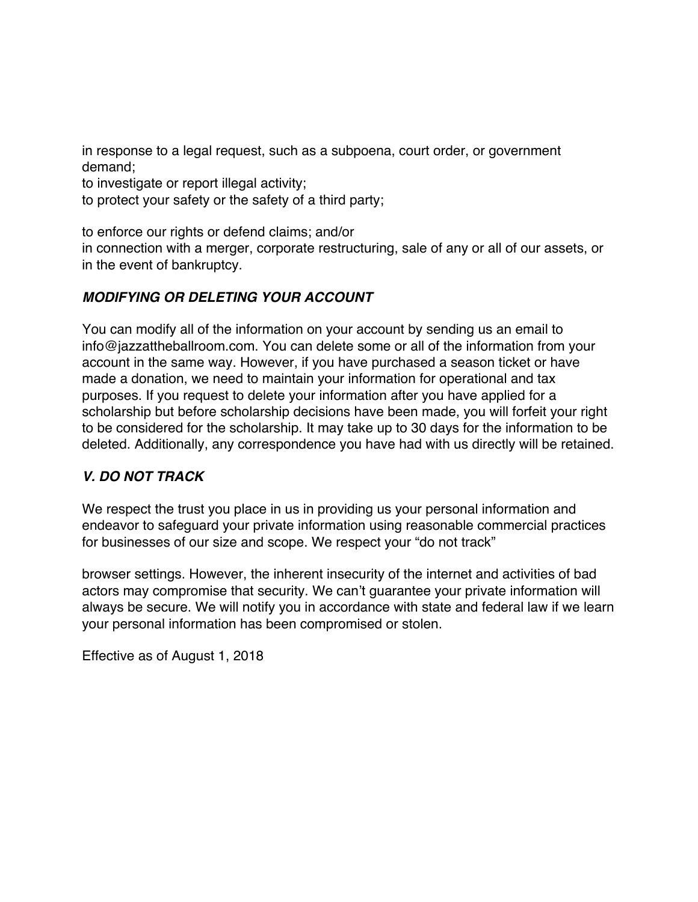in response to a legal request, such as a subpoena, court order, or government demand;
to investigate or report illegal activity;
to protect your safety or the safety of a third party;

to enforce our rights or defend claims; and/or
in connection with a merger, corporate restructuring, sale of any or all of our assets, or in the event of bankruptcy.

### ***MODIFYING OR DELETING YOUR ACCOUNT***

You can modify all of the information on your account by sending us an email to info@jazzattheballroom.com. You can delete some or all of the information from your account in the same way. However, if you have purchased a season ticket or have made a donation, we need to maintain your information for operational and tax purposes. If you request to delete your information after you have applied for a scholarship but before scholarship decisions have been made, you will forfeit your right to be considered for the scholarship. It may take up to 30 days for the information to be deleted. Additionally, any correspondence you have had with us directly will be retained.

### ***V. DO NOT TRACK***

We respect the trust you place in us in providing us your personal information and endeavor to safeguard your private information using reasonable commercial practices for businesses of our size and scope. We respect your "do not track" browser settings. However, the inherent insecurity of the internet and activities of bad actors may compromise that security. We can't guarantee your private information will always be secure. We will notify you in accordance with state and federal law if we learn your personal information has been compromised or stolen.

Effective as of August 1, 2018